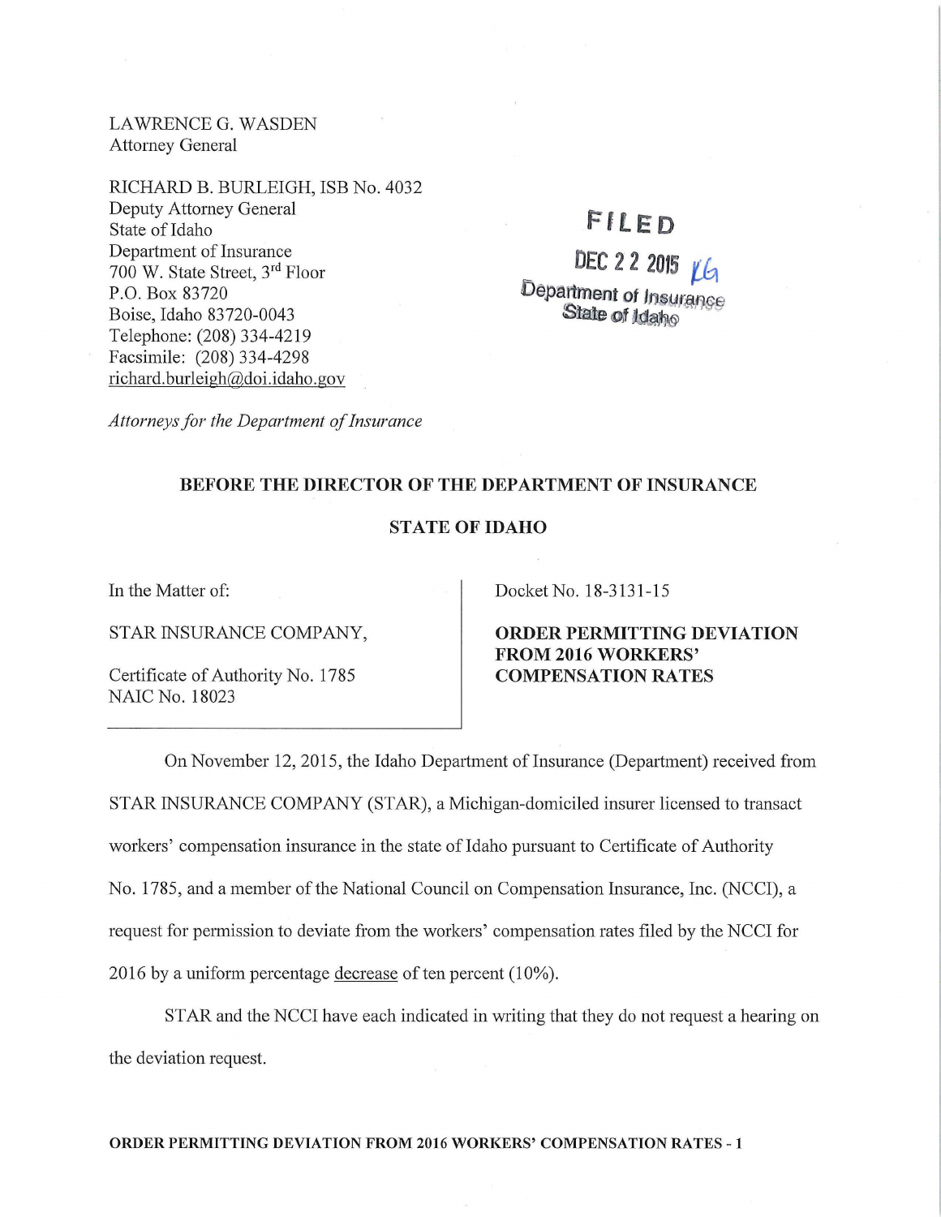LAWRENCE G. WASDEN
Attorney General

RICHARD B. BURLEIGH, ISB No. 4032
Deputy Attorney General
State of Idaho
Department of Insurance
700 W. State Street, 3rd Floor
P.O. Box 83720
Boise, Idaho 83720-0043
Telephone: (208) 334-4219
Facsimile: (208) 334-4298
richard.burleigh@doi.idaho.gov

*Attorneys for the Department of Insurance*

FILED
DEC 22 2015
Department of Insurance
State of Idaho

**BEFORE THE DIRECTOR OF THE DEPARTMENT OF INSURANCE**

**STATE OF IDAHO**

| In the Matter of:<br><br>STAR INSURANCE COMPANY,<br><br>Certificate of Authority No. 1785<br>NAIC No. 18023 | Docket No. 18-3131-15<br><br>**ORDER PERMITTING DEVIATION FROM 2016 WORKERS' COMPENSATION RATES** |
|---|---|

On November 12, 2015, the Idaho Department of Insurance (Department) received from STAR INSURANCE COMPANY (STAR), a Michigan-domiciled insurer licensed to transact workers' compensation insurance in the state of Idaho pursuant to Certificate of Authority No. 1785, and a member of the National Council on Compensation Insurance, Inc. (NCCI), a request for permission to deviate from the workers' compensation rates filed by the NCCI for 2016 by a uniform percentage decrease of ten percent (10%).

STAR and the NCCI have each indicated in writing that they do not request a hearing on the deviation request.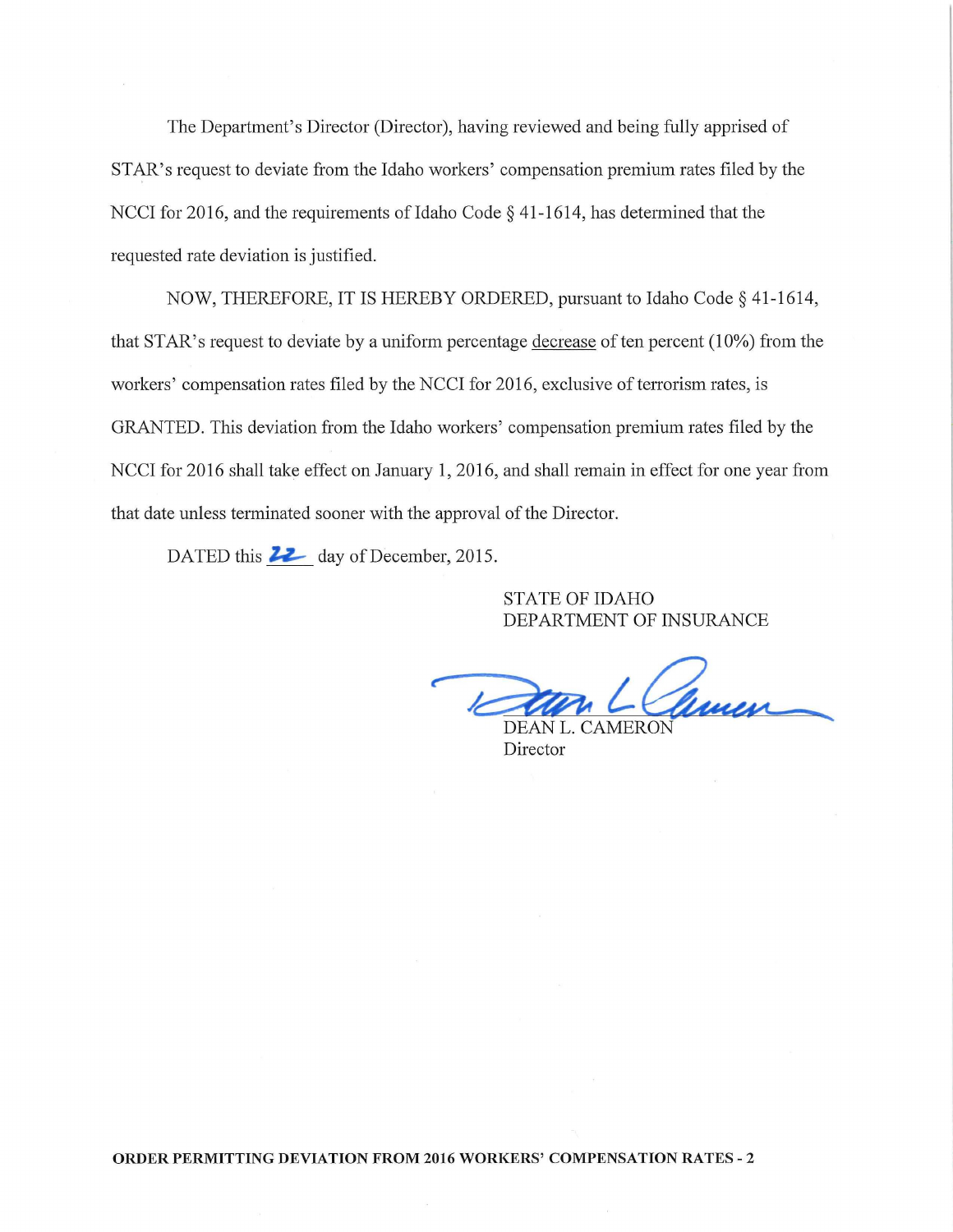The Department's Director (Director), having reviewed and being fully apprised of STAR's request to deviate from the Idaho workers' compensation premium rates filed by the NCCI for 2016, and the requirements of Idaho Code § 41-1614, has determined that the requested rate deviation is justified.

NOW, THEREFORE, IT IS HEREBY ORDERED, pursuant to Idaho Code § 41-1614, that STAR's request to deviate by a uniform percentage decrease of ten percent (10%) from the workers' compensation rates filed by the NCCI for 2016, exclusive of terrorism rates, is GRANTED. This deviation from the Idaho workers' compensation premium rates filed by the NCCI for 2016 shall take effect on January 1, 2016, and shall remain in effect for one year from that date unless terminated sooner with the approval of the Director.

DATED this 22 day of December, 2015.

STATE OF IDAHO
DEPARTMENT OF INSURANCE

DEAN L. CAMERON
Director

**ORDER PERMITTING DEVIATION FROM 2016 WORKERS' COMPENSATION RATES - 2**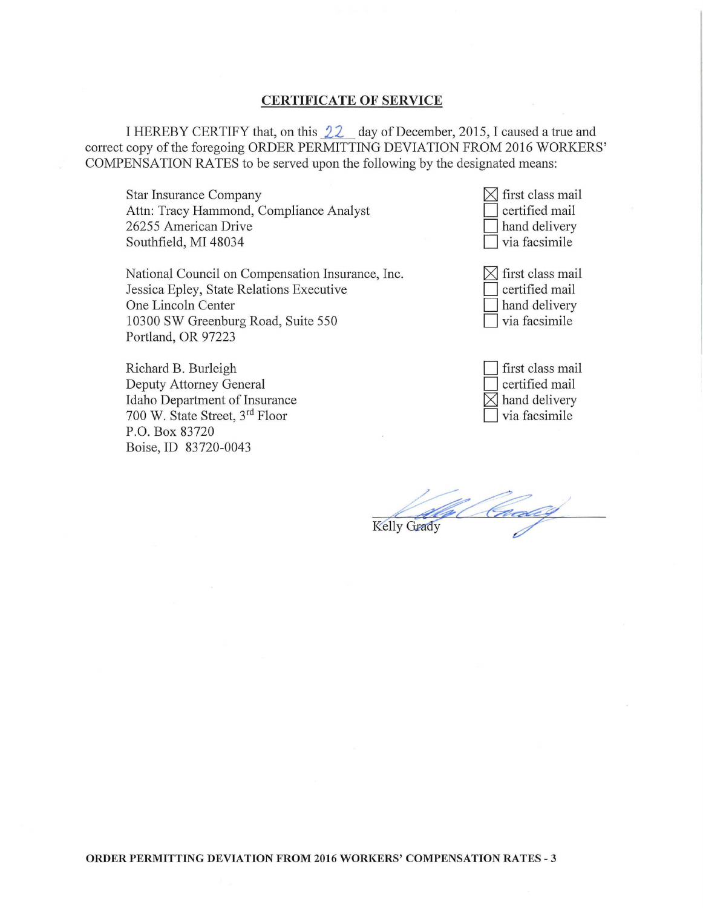## CERTIFICATE OF SERVICE

I HEREBY CERTIFY that, on this 22 day of December, 2015, I caused a true and correct copy of the foregoing ORDER PERMITTING DEVIATION FROM 2016 WORKERS' COMPENSATION RATES to be served upon the following by the designated means:

| | |
|---|---|
| Star Insurance Company<br>Attn: Tracy Hammond, Compliance Analyst<br>26255 American Drive<br>Southfield, MI 48034 | ☒ first class mail<br>☐ certified mail<br>☐ hand delivery<br>☐ via facsimile |
| National Council on Compensation Insurance, Inc.<br>Jessica Epley, State Relations Executive<br>One Lincoln Center<br>10300 SW Greenburg Road, Suite 550<br>Portland, OR 97223 | ☒ first class mail<br>☐ certified mail<br>☐ hand delivery<br>☐ via facsimile |
| Richard B. Burleigh<br>Deputy Attorney General<br>Idaho Department of Insurance<br>700 W. State Street, 3rd Floor<br>P.O. Box 83720<br>Boise, ID 83720-0043 | ☐ first class mail<br>☐ certified mail<br>☒ hand delivery<br>☐ via facsimile |

Kelly Grady

**ORDER PERMITTING DEVIATION FROM 2016 WORKERS' COMPENSATION RATES - 3**